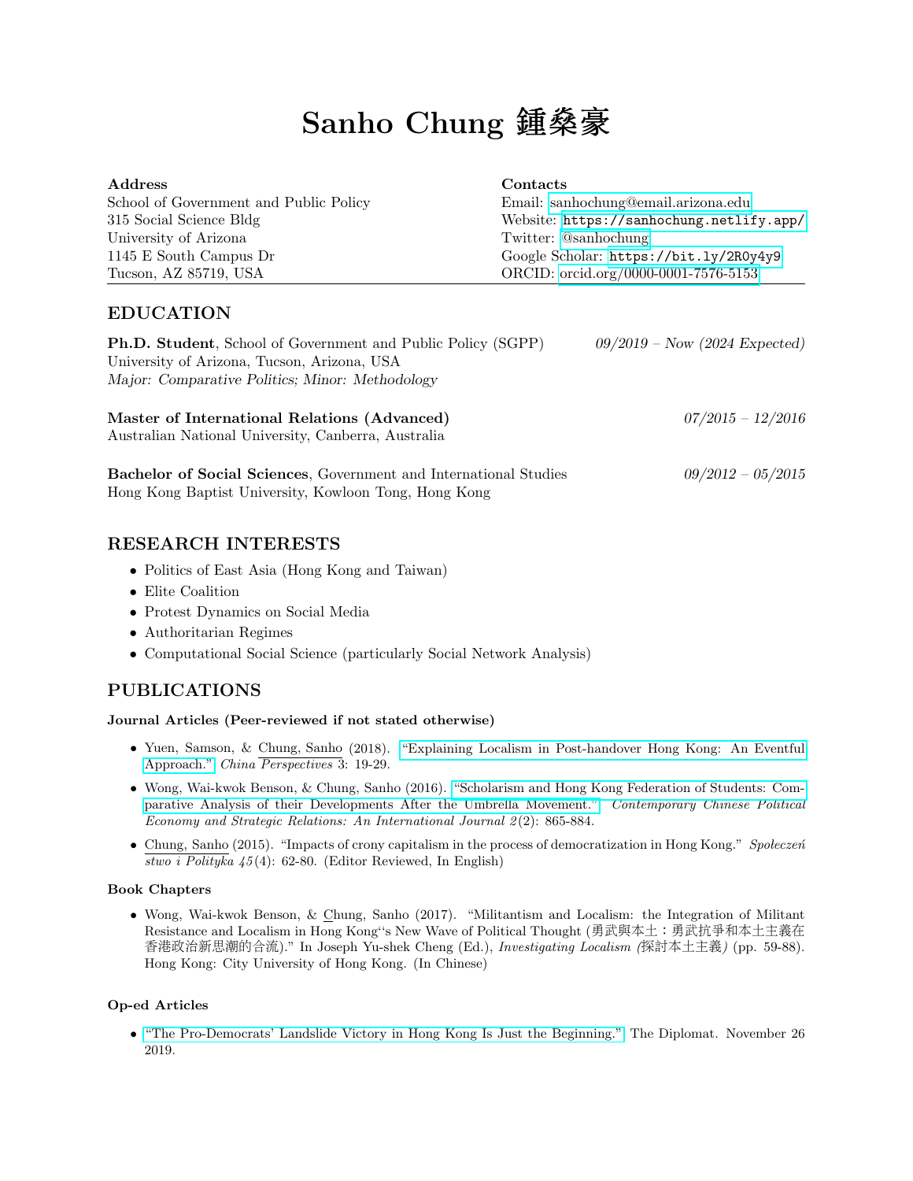# Sanho Chung 鍾燊豪

**Address**
School of Government and Public Policy
315 Social Science Bldg
University of Arizona
1145 E South Campus Dr
Tucson, AZ 85719, USA

**Contacts**
Email: sanhochung@email.arizona.edu
Website: https://sanhochung.netlify.app/
Twitter: @sanhochung
Google Scholar: https://bit.ly/2R0y4y9
ORCID: orcid.org/0000-0001-7576-5153

## EDUCATION

**Ph.D. Student**, School of Government and Public Policy (SGPP) — *09/2019 – Now (2024 Expected)*
University of Arizona, Tucson, Arizona, USA
*Major: Comparative Politics; Minor: Methodology*

**Master of International Relations (Advanced)** — *07/2015 – 12/2016*
Australian National University, Canberra, Australia

**Bachelor of Social Sciences**, Government and International Studies — *09/2012 – 05/2015*
Hong Kong Baptist University, Kowloon Tong, Hong Kong

## RESEARCH INTERESTS

- Politics of East Asia (Hong Kong and Taiwan)
- Elite Coalition
- Protest Dynamics on Social Media
- Authoritarian Regimes
- Computational Social Science (particularly Social Network Analysis)

## PUBLICATIONS

### Journal Articles (Peer-reviewed if not stated otherwise)

- Yuen, Samson, & Chung, Sanho (2018). "Explaining Localism in Post-handover Hong Kong: An Eventful Approach." *China Perspectives* 3: 19-29.
- Wong, Wai-kwok Benson, & Chung, Sanho (2016). "Scholarism and Hong Kong Federation of Students: Comparative Analysis of their Developments After the Umbrella Movement." *Contemporary Chinese Political Economy and Strategic Relations: An International Journal 2*(2): 865-884.
- Chung, Sanho (2015). "Impacts of crony capitalism in the process of democratization in Hong Kong." *Społeczeństwo i Polityka 45*(4): 62-80. (Editor Reviewed, In English)

### Book Chapters

- Wong, Wai-kwok Benson, & Chung, Sanho (2017). "Militantism and Localism: the Integration of Militant Resistance and Localism in Hong Kong''s New Wave of Political Thought (勇武與本土：勇武抗爭和本土主義在香港政治新思潮的合流)." In Joseph Yu-shek Cheng (Ed.), *Investigating Localism (探討本土主義)* (pp. 59-88). Hong Kong: City University of Hong Kong. (In Chinese)

### Op-ed Articles

- "The Pro-Democrats' Landslide Victory in Hong Kong Is Just the Beginning." The Diplomat. November 26 2019.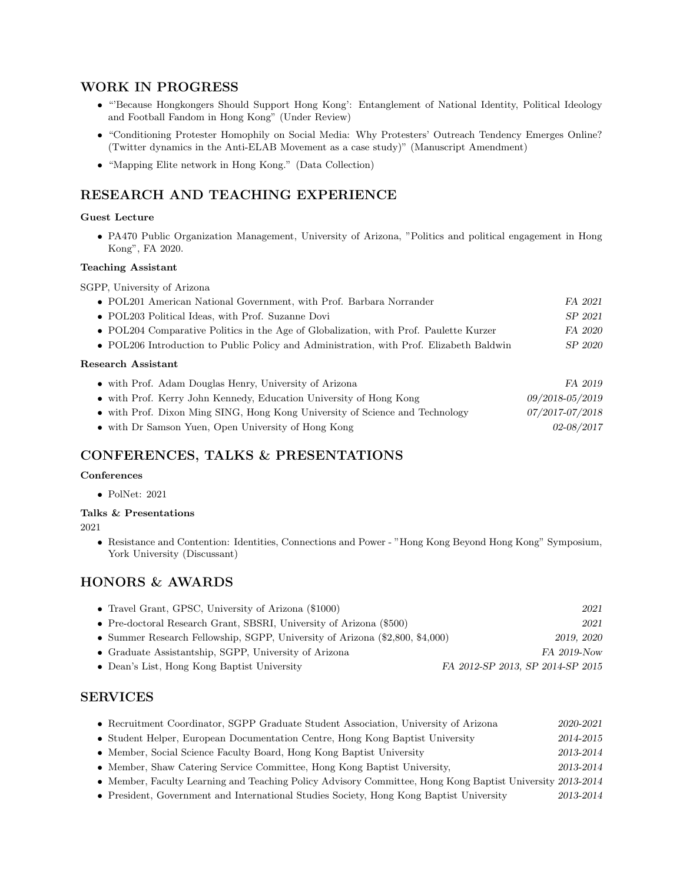## WORK IN PROGRESS

- "'Because Hongkongers Should Support Hong Kong': Entanglement of National Identity, Political Ideology and Football Fandom in Hong Kong" (Under Review)
- "Conditioning Protester Homophily on Social Media: Why Protesters' Outreach Tendency Emerges Online? (Twitter dynamics in the Anti-ELAB Movement as a case study)" (Manuscript Amendment)
- "Mapping Elite network in Hong Kong." (Data Collection)

## RESEARCH AND TEACHING EXPERIENCE

**Guest Lecture**

- PA470 Public Organization Management, University of Arizona, "Politics and political engagement in Hong Kong", FA 2020.

**Teaching Assistant**

SGPP, University of Arizona

- POL201 American National Government, with Prof. Barbara Norrander *FA 2021*
- POL203 Political Ideas, with Prof. Suzanne Dovi *SP 2021*
- POL204 Comparative Politics in the Age of Globalization, with Prof. Paulette Kurzer *FA 2020*
- POL206 Introduction to Public Policy and Administration, with Prof. Elizabeth Baldwin *SP 2020*

**Research Assistant**

- with Prof. Adam Douglas Henry, University of Arizona *FA 2019*
- with Prof. Kerry John Kennedy, Education University of Hong Kong *09/2018-05/2019*
- with Prof. Dixon Ming SING, Hong Kong University of Science and Technology *07/2017-07/2018*
- with Dr Samson Yuen, Open University of Hong Kong *02-08/2017*

## CONFERENCES, TALKS & PRESENTATIONS

**Conferences**

- PolNet: 2021

**Talks & Presentations**

2021

- Resistance and Contention: Identities, Connections and Power - "Hong Kong Beyond Hong Kong" Symposium, York University (Discussant)

## HONORS & AWARDS

- Travel Grant, GPSC, University of Arizona ($1000) *2021*
- Pre-doctoral Research Grant, SBSRI, University of Arizona ($500) *2021*
- Summer Research Fellowship, SGPP, University of Arizona ($2,800, $4,000) *2019, 2020*
- Graduate Assistantship, SGPP, University of Arizona *FA 2019-Now*
- Dean's List, Hong Kong Baptist University *FA 2012-SP 2013, SP 2014-SP 2015*

## SERVICES

- Recruitment Coordinator, SGPP Graduate Student Association, University of Arizona *2020-2021*
- Student Helper, European Documentation Centre, Hong Kong Baptist University *2014-2015*
- Member, Social Science Faculty Board, Hong Kong Baptist University *2013-2014*
- Member, Shaw Catering Service Committee, Hong Kong Baptist University, *2013-2014*
- Member, Faculty Learning and Teaching Policy Advisory Committee, Hong Kong Baptist University *2013-2014*
- President, Government and International Studies Society, Hong Kong Baptist University *2013-2014*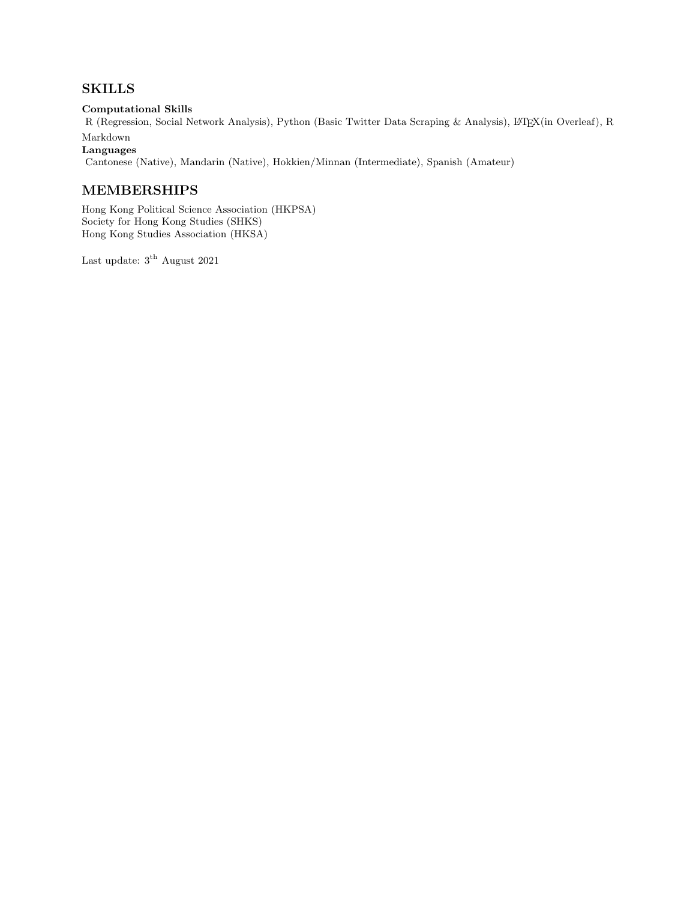## SKILLS

**Computational Skills**

R (Regression, Social Network Analysis), Python (Basic Twitter Data Scraping & Analysis), LaTeX(in Overleaf), R Markdown

**Languages**

Cantonese (Native), Mandarin (Native), Hokkien/Minnan (Intermediate), Spanish (Amateur)

## MEMBERSHIPS

Hong Kong Political Science Association (HKPSA)
Society for Hong Kong Studies (SHKS)
Hong Kong Studies Association (HKSA)

Last update: 3th August 2021